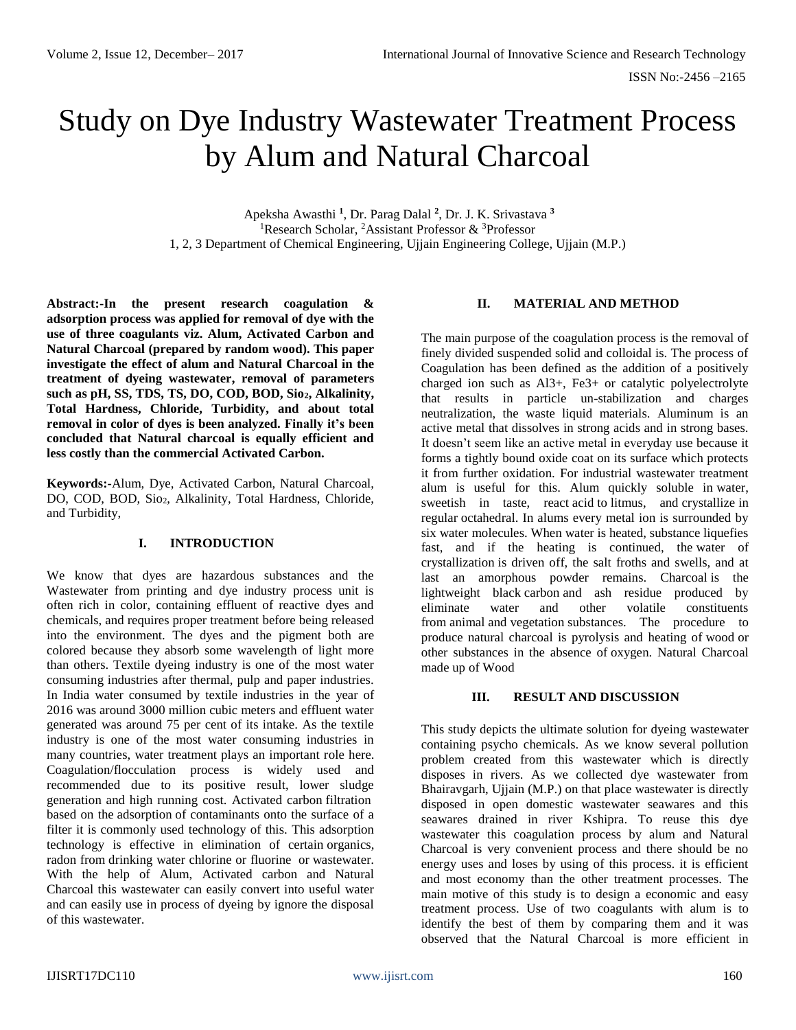# Study on Dye Industry Wastewater Treatment Process by Alum and Natural Charcoal

Apeksha Awasthi [1], Dr. Parag Dalal [2], Dr. J. K. Srivastava [3]

[1]Research Scholar, [2]Assistant Professor & [3]Professor

1, 2, 3 Department of Chemical Engineering, Ujjain Engineering College, Ujjain (M.P.)

**Abstract:-In the present research coagulation & adsorption process was applied for removal of dye with the use of three coagulants viz. Alum, Activated Carbon and Natural Charcoal (prepared by random wood). This paper investigate the effect of alum and Natural Charcoal in the treatment of dyeing wastewater, removal of parameters such as pH, SS, TDS, TS, DO, COD, BOD, $Sio_2$, Alkalinity, Total Hardness, Chloride, Turbidity, and about total removal in color of dyes is been analyzed. Finally it's been concluded that Natural charcoal is equally efficient and less costly than the commercial Activated Carbon.**

**Keywords:-**Alum, Dye, Activated Carbon, Natural Charcoal, DO, COD, BOD, $Sio_2$, Alkalinity, Total Hardness, Chloride, and Turbidity,

## I. INTRODUCTION

We know that dyes are hazardous substances and the Wastewater from printing and dye industry process unit is often rich in color, containing effluent of reactive dyes and chemicals, and requires proper treatment before being released into the environment. The dyes and the pigment both are colored because they absorb some wavelength of light more than others. Textile dyeing industry is one of the most water consuming industries after thermal, pulp and paper industries. In India water consumed by textile industries in the year of 2016 was around 3000 million cubic meters and effluent water generated was around 75 per cent of its intake. As the textile industry is one of the most water consuming industries in many countries, water treatment plays an important role here. Coagulation/flocculation process is widely used and recommended due to its positive result, lower sludge generation and high running cost. Activated carbon filtration based on the adsorption of contaminants onto the surface of a filter it is commonly used technology of this. This adsorption technology is effective in elimination of certain organics, radon from drinking water chlorine or fluorine or wastewater. With the help of Alum, Activated carbon and Natural Charcoal this wastewater can easily convert into useful water and can easily use in process of dyeing by ignore the disposal of this wastewater.

## II. MATERIAL AND METHOD

The main purpose of the coagulation process is the removal of finely divided suspended solid and colloidal is. The process of Coagulation has been defined as the addition of a positively charged ion such as $Al^{3+}$, $Fe^{3+}$ or catalytic polyelectrolyte that results in particle un-stabilization and charges neutralization, the waste liquid materials. Aluminum is an active metal that dissolves in strong acids and in strong bases. It doesn't seem like an active metal in everyday use because it forms a tightly bound oxide coat on its surface which protects it from further oxidation. For industrial wastewater treatment alum is useful for this. Alum quickly soluble in water, sweetish in taste, react acid to litmus, and crystallize in regular octahedral. In alums every metal ion is surrounded by six water molecules. When water is heated, substance liquefies fast, and if the heating is continued, the water of crystallization is driven off, the salt froths and swells, and at last an amorphous powder remains. Charcoal is the lightweight black carbon and ash residue produced by eliminate water and other volatile constituents from animal and vegetation substances. The procedure to produce natural charcoal is pyrolysis and heating of wood or other substances in the absence of oxygen. Natural Charcoal made up of Wood

## III. RESULT AND DISCUSSION

This study depicts the ultimate solution for dyeing wastewater containing psycho chemicals. As we know several pollution problem created from this wastewater which is directly disposes in rivers. As we collected dye wastewater from Bhairavgarh, Ujjain (M.P.) on that place wastewater is directly disposed in open domestic wastewater seawares and this seawares drained in river Kshipra. To reuse this dye wastewater this coagulation process by alum and Natural Charcoal is very convenient process and there should be no energy uses and loses by using of this process. it is efficient and most economy than the other treatment processes. The main motive of this study is to design a economic and easy treatment process. Use of two coagulants with alum is to identify the best of them by comparing them and it was observed that the Natural Charcoal is more efficient in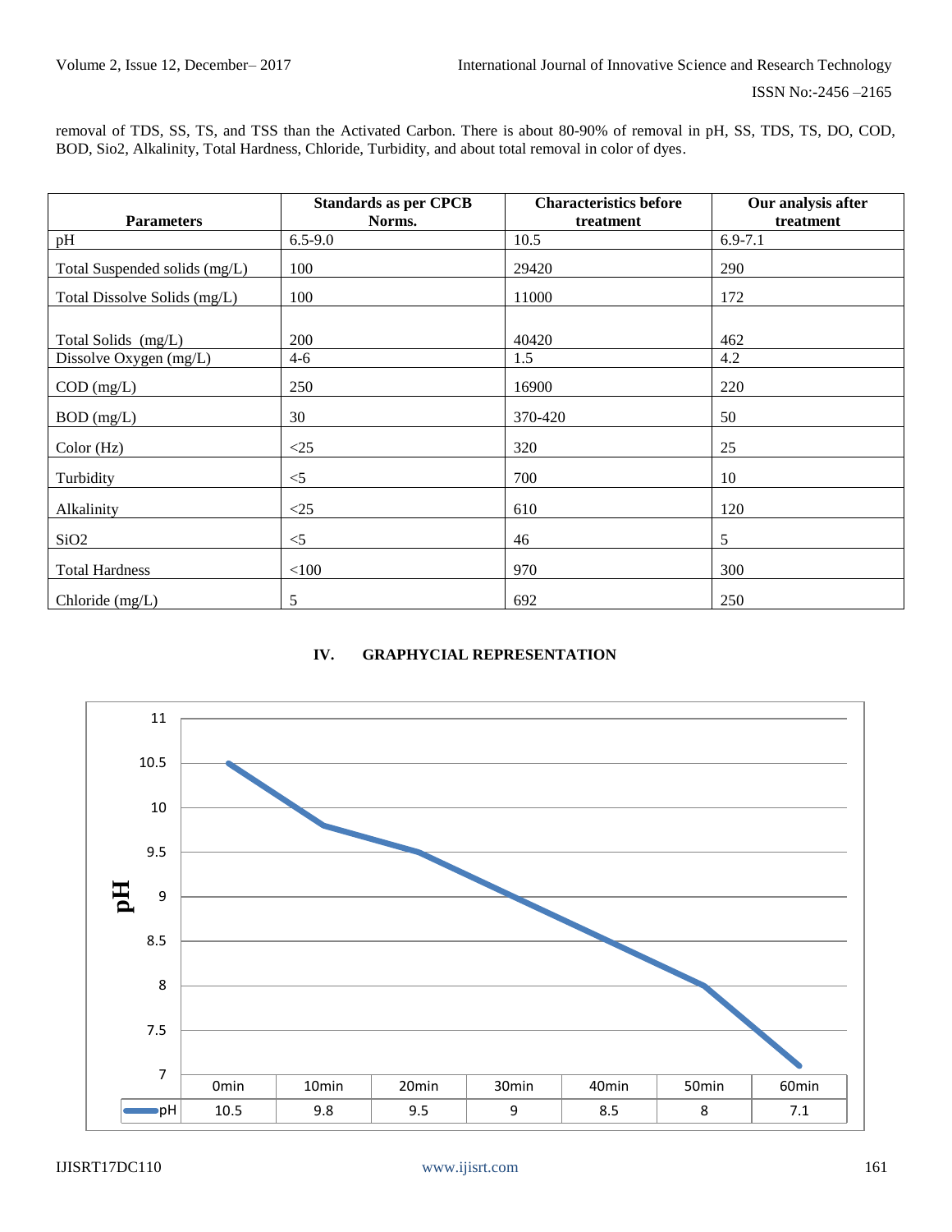removal of TDS, SS, TS, and TSS than the Activated Carbon. There is about 80-90% of removal in pH, SS, TDS, TS, DO, COD, BOD, Sio2, Alkalinity, Total Hardness, Chloride, Turbidity, and about total removal in color of dyes.

| Parameters | Standards as per CPCB Norms. | Characteristics before treatment | Our analysis after treatment |
|---|---|---|---|
| pH | 6.5-9.0 | 10.5 | 6.9-7.1 |
| Total Suspended solids (mg/L) | 100 | 29420 | 290 |
| Total Dissolve Solids (mg/L) | 100 | 11000 | 172 |
| Total Solids (mg/L) | 200 | 40420 | 462 |
| Dissolve Oxygen (mg/L) | 4-6 | 1.5 | 4.2 |
| COD (mg/L) | 250 | 16900 | 220 |
| BOD (mg/L) | 30 | 370-420 | 50 |
| Color (Hz) | <25 | 320 | 25 |
| Turbidity | <5 | 700 | 10 |
| Alkalinity | <25 | 610 | 120 |
| SiO2 | <5 | 46 | 5 |
| Total Hardness | <100 | 970 | 300 |
| Chloride (mg/L) | 5 | 692 | 250 |

## IV. GRAPHYCIAL REPRESENTATION

| | 0min | 10min | 20min | 30min | 40min | 50min | 60min |
|---|---|---|---|---|---|---|---|
| pH | 10.5 | 9.8 | 9.5 | 9 | 8.5 | 8 | 7.1 |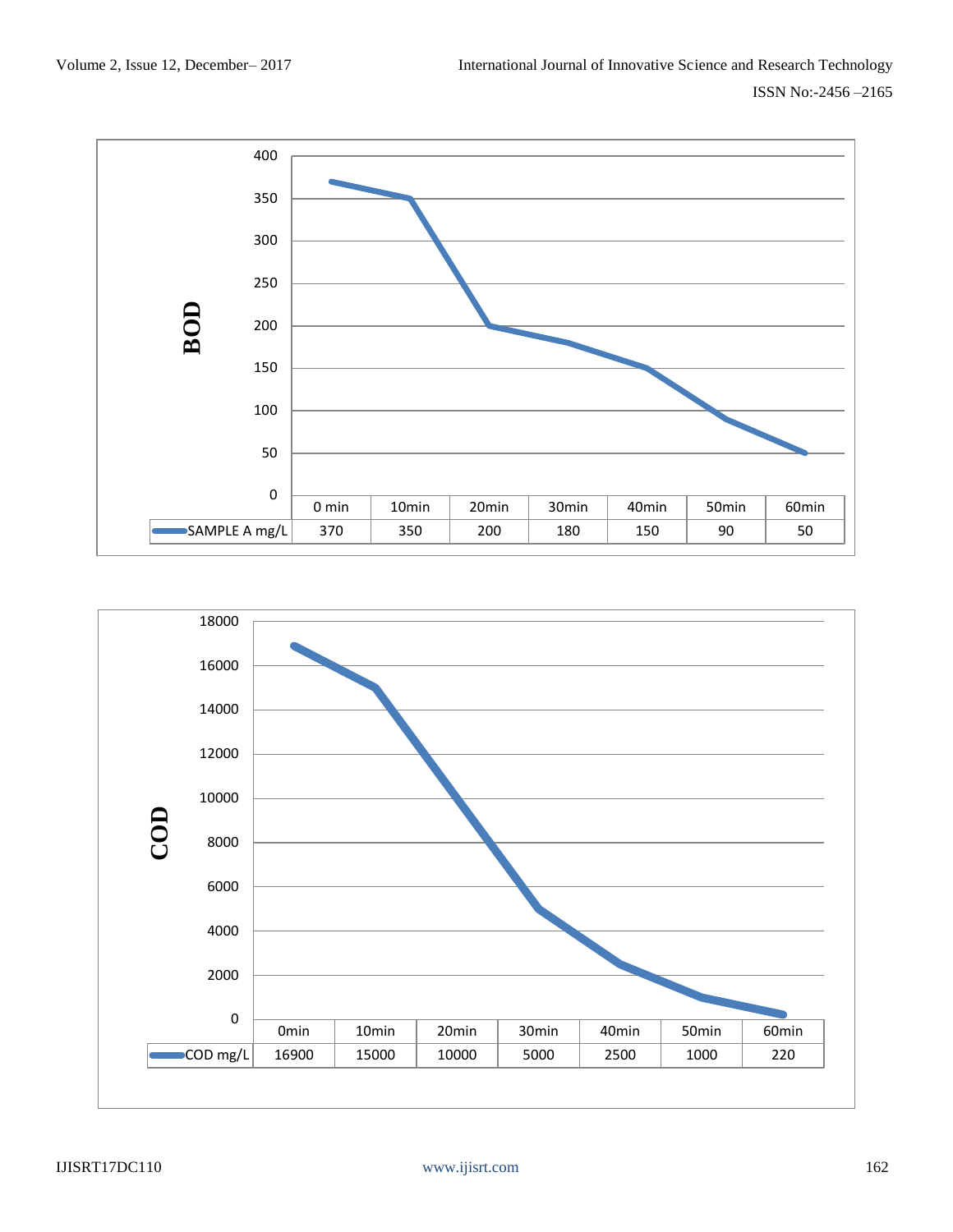| BOD | 0 min | 10min | 20min | 30min | 40min | 50min | 60min |
|---|---|---|---|---|---|---|---|
| SAMPLE A mg/L | 370 | 350 | 200 | 180 | 150 | 90 | 50 |

| COD | 0min | 10min | 20min | 30min | 40min | 50min | 60min |
|---|---|---|---|---|---|---|---|
| COD mg/L | 16900 | 15000 | 10000 | 5000 | 2500 | 1000 | 220 |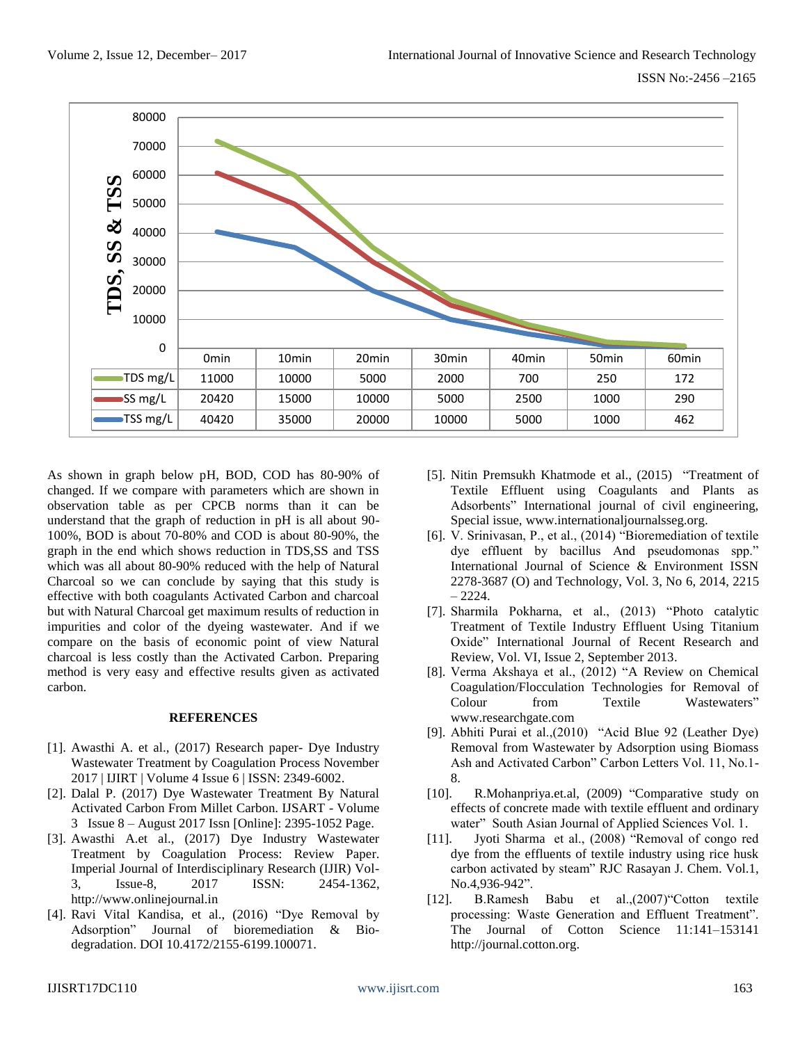| | 0min | 10min | 20min | 30min | 40min | 50min | 60min |
|---|---|---|---|---|---|---|---|
| TDS mg/L | 11000 | 10000 | 5000 | 2000 | 700 | 250 | 172 |
| SS mg/L | 20420 | 15000 | 10000 | 5000 | 2500 | 1000 | 290 |
| TSS mg/L | 40420 | 35000 | 20000 | 10000 | 5000 | 1000 | 462 |

As shown in graph below pH, BOD, COD has 80-90% of changed. If we compare with parameters which are shown in observation table as per CPCB norms than it can be understand that the graph of reduction in pH is all about 90-100%, BOD is about 70-80% and COD is about 80-90%, the graph in the end which shows reduction in TDS,SS and TSS which was all about 80-90% reduced with the help of Natural Charcoal so we can conclude by saying that this study is effective with both coagulants Activated Carbon and charcoal but with Natural Charcoal get maximum results of reduction in impurities and color of the dyeing wastewater. And if we compare on the basis of economic point of view Natural charcoal is less costly than the Activated Carbon. Preparing method is very easy and effective results given as activated carbon.

## REFERENCES

[1]. Awasthi A. et al., (2017) Research paper- Dye Industry Wastewater Treatment by Coagulation Process November 2017 | IJIRT | Volume 4 Issue 6 | ISSN: 2349-6002.

[2]. Dalal P. (2017) Dye Wastewater Treatment By Natural Activated Carbon From Millet Carbon. IJSART - Volume 3 Issue 8 – August 2017 Issn [Online]: 2395-1052 Page.

[3]. Awasthi A.et al., (2017) Dye Industry Wastewater Treatment by Coagulation Process: Review Paper. Imperial Journal of Interdisciplinary Research (IJIR) Vol-3, Issue-8, 2017 ISSN: 2454-1362, http://www.onlinejournal.in

[4]. Ravi Vital Kandisa, et al., (2016) "Dye Removal by Adsorption" Journal of bioremediation & Bio-degradation. DOI 10.4172/2155-6199.100071.

[5]. Nitin Premsukh Khatmode et al., (2015) "Treatment of Textile Effluent using Coagulants and Plants as Adsorbents" International journal of civil engineering, Special issue, www.internationaljournalsseg.org.

[6]. V. Srinivasan, P., et al., (2014) "Bioremediation of textile dye effluent by bacillus And pseudomonas spp." International Journal of Science & Environment ISSN 2278-3687 (O) and Technology, Vol. 3, No 6, 2014, 2215 – 2224.

[7]. Sharmila Pokharna, et al., (2013) "Photo catalytic Treatment of Textile Industry Effluent Using Titanium Oxide" International Journal of Recent Research and Review, Vol. VI, Issue 2, September 2013.

[8]. Verma Akshaya et al., (2012) "A Review on Chemical Coagulation/Flocculation Technologies for Removal of Colour from Textile Wastewaters" www.researchgate.com

[9]. Abhiti Purai et al.,(2010) "Acid Blue 92 (Leather Dye) Removal from Wastewater by Adsorption using Biomass Ash and Activated Carbon" Carbon Letters Vol. 11, No.1-8.

[10]. R.Mohanpriya.et.al, (2009) "Comparative study on effects of concrete made with textile effluent and ordinary water" South Asian Journal of Applied Sciences Vol. 1.

[11]. Jyoti Sharma et al., (2008) "Removal of congo red dye from the effluents of textile industry using rice husk carbon activated by steam" RJC Rasayan J. Chem. Vol.1, No.4,936-942".

[12]. B.Ramesh Babu et al.,(2007)"Cotton textile processing: Waste Generation and Effluent Treatment". The Journal of Cotton Science 11:141–153141 http://journal.cotton.org.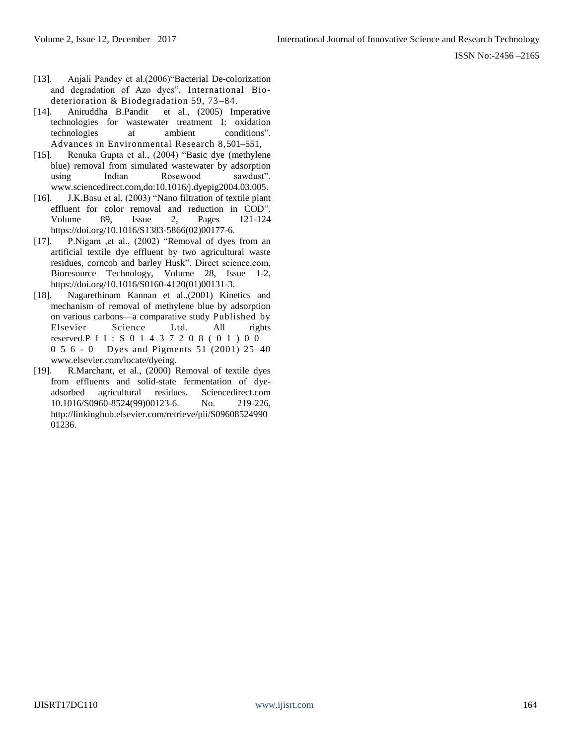[13]. Anjali Pandey et al.(2006)"Bacterial De-colorization and degradation of Azo dyes". International Bio-deterioration & Biodegradation 59, 73–84.

[14]. Aniruddha B.Pandit et al., (2005) Imperative technologies for wastewater treatment I: oxidation technologies at ambient conditions". Advances in Environmental Research 8,501–551,

[15]. Renuka Gupta et al., (2004) "Basic dye (methylene blue) removal from simulated wastewater by adsorption using Indian Rosewood sawdust". www.sciencedirect.com,do:10.1016/j.dyepig2004.03.005.

[16]. J.K.Basu et al, (2003) "Nano filtration of textile plant effluent for color removal and reduction in COD". Volume 89, Issue 2, Pages 121-124 https://doi.org/10.1016/S1383-5866(02)00177-6.

[17]. P.Nigam ,et al., (2002) "Removal of dyes from an artificial textile dye effluent by two agricultural waste residues, corncob and barley Husk". Direct science.com, Bioresource Technology, Volume 28, Issue 1-2, https://doi.org/10.1016/S0160-4120(01)00131-3.

[18]. Nagarethinam Kannan et al.,(2001) Kinetics and mechanism of removal of methylene blue by adsorption on various carbons—a comparative study Published by Elsevier Science Ltd. All rights reserved.P I I : S 0 1 4 3 7 2 0 8 ( 0 1 ) 0 0 0 5 6 - 0 Dyes and Pigments 51 (2001) 25–40 www.elsevier.com/locate/dyeing.

[19]. R.Marchant, et al., (2000) Removal of textile dyes from effluents and solid-state fermentation of dye-adsorbed agricultural residues. Sciencedirect.com 10.1016/S0960-8524(99)00123-6. No. 219-226, http://linkinghub.elsevier.com/retrieve/pii/S0960852499001236.